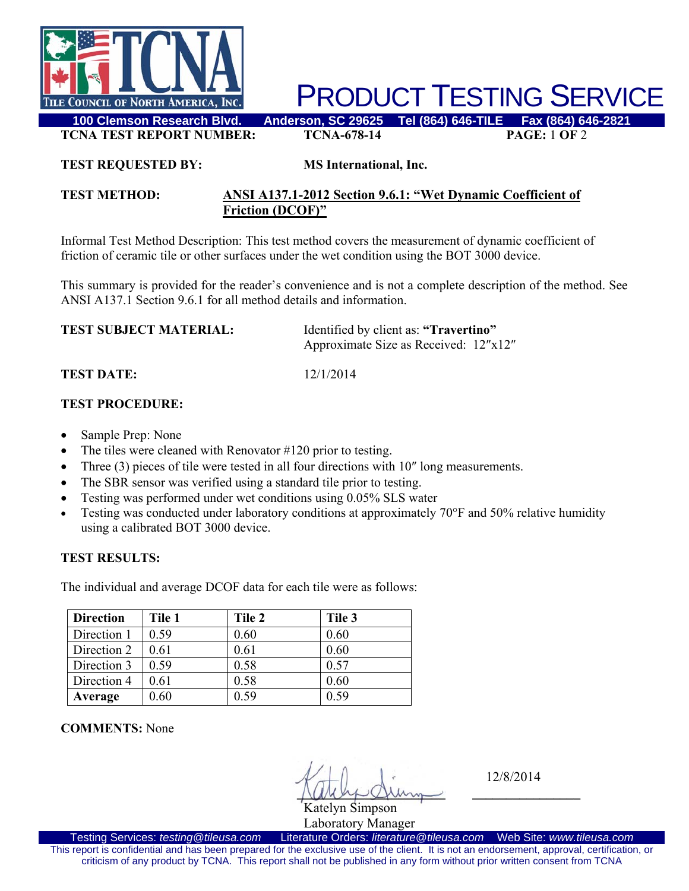# PRODUCT TESTING SERVICE

100 Clemson Research Blvd. Anderson, SC 29625 Tel (864) 646-TILE Fax (864) 646-2821

**TCNA TEST REPORT NUMBER:** **TCNA-678-14**

**TEST REQUESTED BY:** **MS International, Inc.**

**TEST METHOD:** **ANSI A137.1-2012 Section 9.6.1: "Wet Dynamic Coefficient of Friction (DCOF)"**

Informal Test Method Description: This test method covers the measurement of dynamic coefficient of friction of ceramic tile or other surfaces under the wet condition using the BOT 3000 device.

This summary is provided for the reader's convenience and is not a complete description of the method. See ANSI A137.1 Section 9.6.1 for all method details and information.

**TEST SUBJECT MATERIAL:** Identified by client as: **"Travertino"**
Approximate Size as Received: 12″x12″

**TEST DATE:** 12/1/2014

**TEST PROCEDURE:**

- Sample Prep: None
- The tiles were cleaned with Renovator #120 prior to testing.
- Three (3) pieces of tile were tested in all four directions with 10″ long measurements.
- The SBR sensor was verified using a standard tile prior to testing.
- Testing was performed under wet conditions using 0.05% SLS water
- Testing was conducted under laboratory conditions at approximately 70°F and 50% relative humidity using a calibrated BOT 3000 device.

**TEST RESULTS:**

The individual and average DCOF data for each tile were as follows:

| Direction | Tile 1 | Tile 2 | Tile 3 |
|---|---|---|---|
| Direction 1 | 0.59 | 0.60 | 0.60 |
| Direction 2 | 0.61 | 0.61 | 0.60 |
| Direction 3 | 0.59 | 0.58 | 0.57 |
| Direction 4 | 0.61 | 0.58 | 0.60 |
| **Average** | 0.60 | 0.59 | 0.59 |

**COMMENTS:** None

Katelyn Simpson
Laboratory Manager

12/8/2014

Testing Services: *testing@tileusa.com* Literature Orders: *literature@tileusa.com* Web Site: *www.tileusa.com*

This report is confidential and has been prepared for the exclusive use of the client. It is not an endorsement, approval, certification, or criticism of any product by TCNA. This report shall not be published in any form without prior written consent from TCNA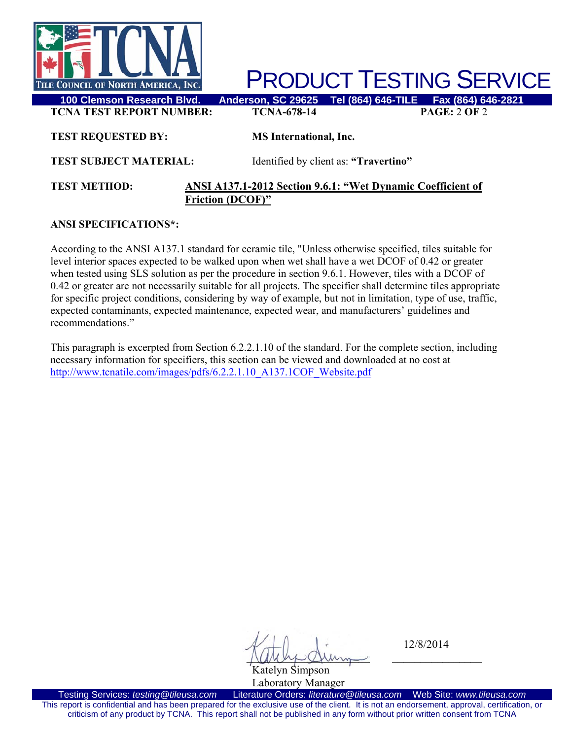**TCNA TEST REPORT NUMBER:** TCNA-678-14

**TEST REQUESTED BY:** MS International, Inc.

**TEST SUBJECT MATERIAL:** Identified by client as: **"Travertino"**

**TEST METHOD:** **ANSI A137.1-2012 Section 9.6.1: "Wet Dynamic Coefficient of Friction (DCOF)"**

**ANSI SPECIFICATIONS*:**

According to the ANSI A137.1 standard for ceramic tile, "Unless otherwise specified, tiles suitable for level interior spaces expected to be walked upon when wet shall have a wet DCOF of 0.42 or greater when tested using SLS solution as per the procedure in section 9.6.1. However, tiles with a DCOF of 0.42 or greater are not necessarily suitable for all projects. The specifier shall determine tiles appropriate for specific project conditions, considering by way of example, but not in limitation, type of use, traffic, expected contaminants, expected maintenance, expected wear, and manufacturers' guidelines and recommendations."

This paragraph is excerpted from Section 6.2.2.1.10 of the standard. For the complete section, including necessary information for specifiers, this section can be viewed and downloaded at no cost at http://www.tcnatile.com/images/pdfs/6.2.2.1.10_A137.1COF_Website.pdf

Katelyn Simpson
Laboratory Manager

12/8/2014

Testing Services: *testing@tileusa.com* Literature Orders: *literature@tileusa.com* Web Site: *www.tileusa.com*

This report is confidential and has been prepared for the exclusive use of the client. It is not an endorsement, approval, certification, or criticism of any product by TCNA. This report shall not be published in any form without prior written consent from TCNA